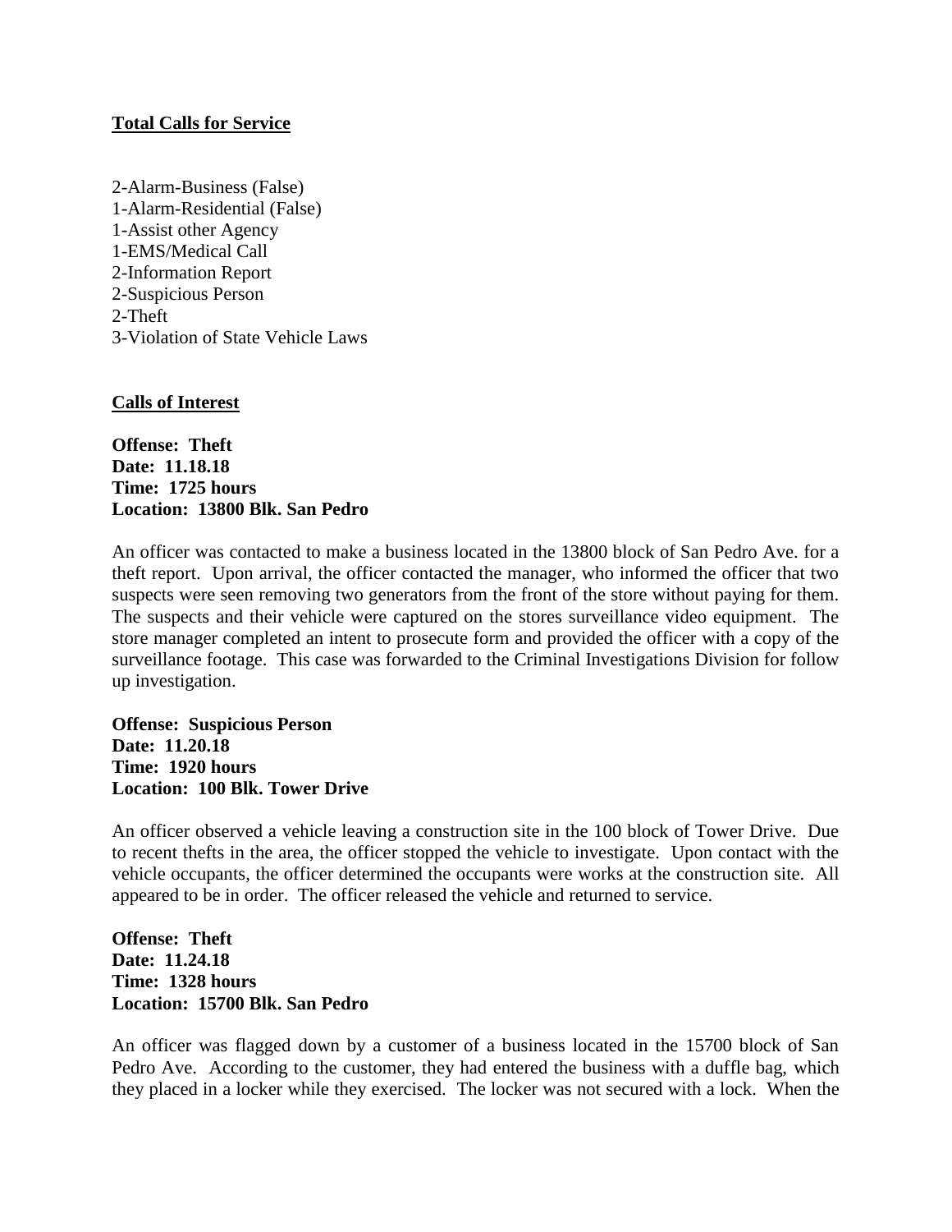**Total Calls for Service**

2-Alarm-Business (False)
1-Alarm-Residential (False)
1-Assist other Agency
1-EMS/Medical Call
2-Information Report
2-Suspicious Person
2-Theft
3-Violation of State Vehicle Laws

**Calls of Interest**

**Offense: Theft**
**Date: 11.18.18**
**Time: 1725 hours**
**Location: 13800 Blk. San Pedro**

An officer was contacted to make a business located in the 13800 block of San Pedro Ave. for a theft report. Upon arrival, the officer contacted the manager, who informed the officer that two suspects were seen removing two generators from the front of the store without paying for them. The suspects and their vehicle were captured on the stores surveillance video equipment. The store manager completed an intent to prosecute form and provided the officer with a copy of the surveillance footage. This case was forwarded to the Criminal Investigations Division for follow up investigation.

**Offense: Suspicious Person**
**Date: 11.20.18**
**Time: 1920 hours**
**Location: 100 Blk. Tower Drive**

An officer observed a vehicle leaving a construction site in the 100 block of Tower Drive. Due to recent thefts in the area, the officer stopped the vehicle to investigate. Upon contact with the vehicle occupants, the officer determined the occupants were works at the construction site. All appeared to be in order. The officer released the vehicle and returned to service.

**Offense: Theft**
**Date: 11.24.18**
**Time: 1328 hours**
**Location: 15700 Blk. San Pedro**

An officer was flagged down by a customer of a business located in the 15700 block of San Pedro Ave. According to the customer, they had entered the business with a duffle bag, which they placed in a locker while they exercised. The locker was not secured with a lock. When the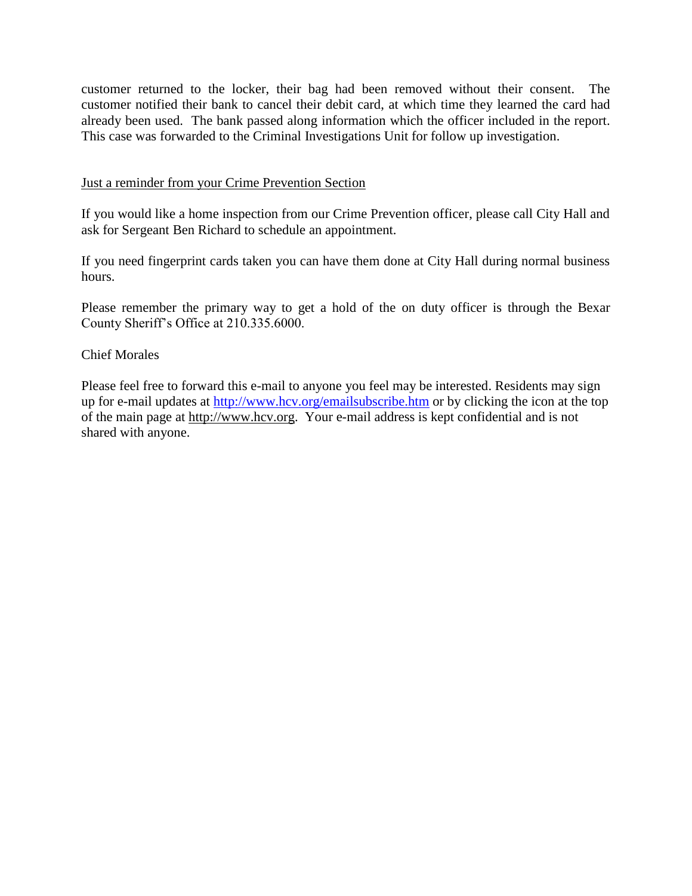customer returned to the locker, their bag had been removed without their consent. The customer notified their bank to cancel their debit card, at which time they learned the card had already been used. The bank passed along information which the officer included in the report. This case was forwarded to the Criminal Investigations Unit for follow up investigation.

Just a reminder from your Crime Prevention Section

If you would like a home inspection from our Crime Prevention officer, please call City Hall and ask for Sergeant Ben Richard to schedule an appointment.

If you need fingerprint cards taken you can have them done at City Hall during normal business hours.

Please remember the primary way to get a hold of the on duty officer is through the Bexar County Sheriff's Office at 210.335.6000.

Chief Morales

Please feel free to forward this e-mail to anyone you feel may be interested. Residents may sign up for e-mail updates at http://www.hcv.org/emailsubscribe.htm or by clicking the icon at the top of the main page at http://www.hcv.org. Your e-mail address is kept confidential and is not shared with anyone.